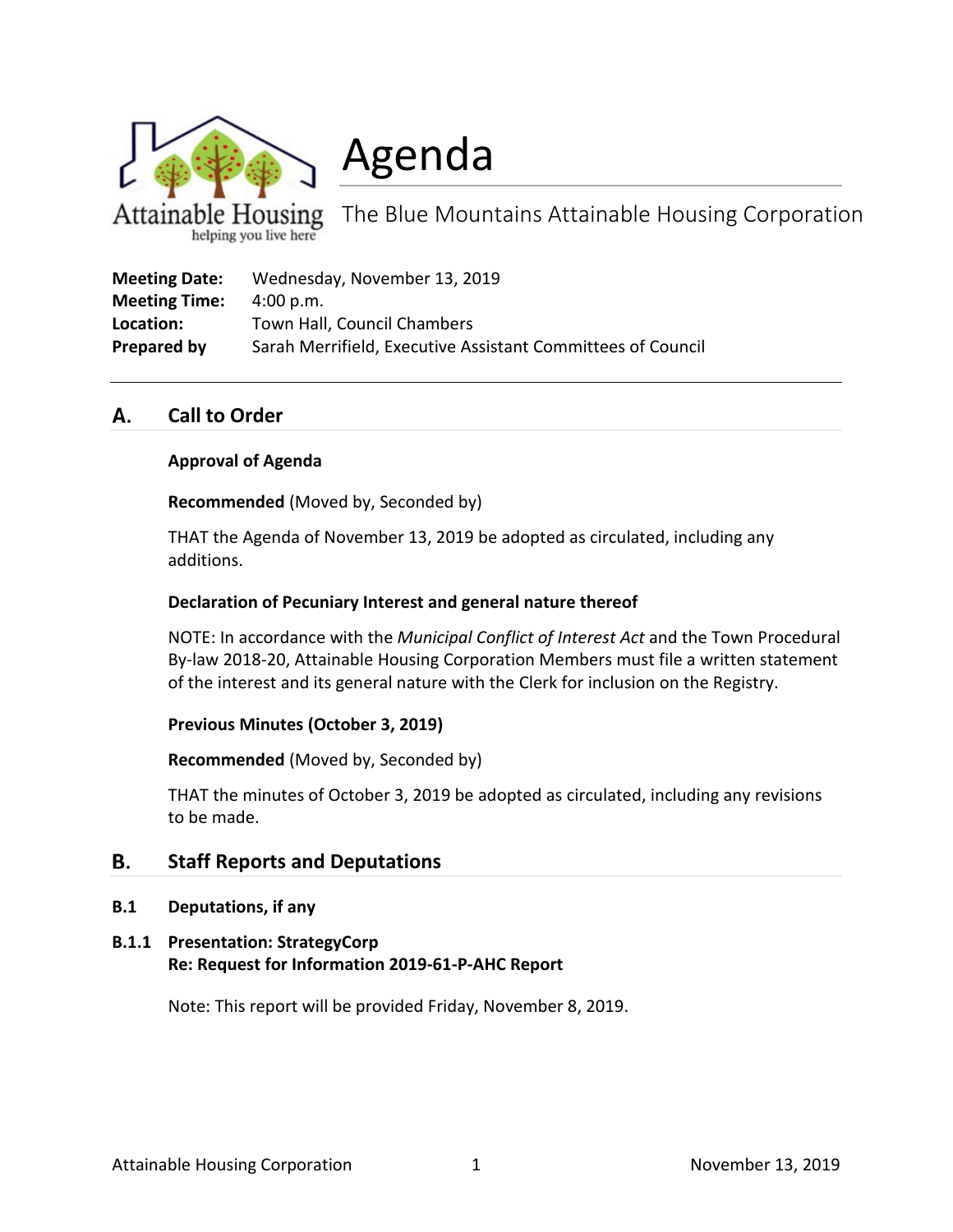# Agenda

The Blue Mountains Attainable Housing Corporation

**Meeting Date:** Wednesday, November 13, 2019
**Meeting Time:** 4:00 p.m.
**Location:** Town Hall, Council Chambers
**Prepared by** Sarah Merrifield, Executive Assistant Committees of Council

---

## A. Call to Order

### Approval of Agenda

**Recommended** (Moved by, Seconded by)

THAT the Agenda of November 13, 2019 be adopted as circulated, including any additions.

### Declaration of Pecuniary Interest and general nature thereof

NOTE: In accordance with the *Municipal Conflict of Interest Act* and the Town Procedural By-law 2018-20, Attainable Housing Corporation Members must file a written statement of the interest and its general nature with the Clerk for inclusion on the Registry.

### Previous Minutes (October 3, 2019)

**Recommended** (Moved by, Seconded by)

THAT the minutes of October 3, 2019 be adopted as circulated, including any revisions to be made.

## B. Staff Reports and Deputations

### B.1 Deputations, if any

### B.1.1 Presentation: StrategyCorp Re: Request for Information 2019-61-P-AHC Report

Note: This report will be provided Friday, November 8, 2019.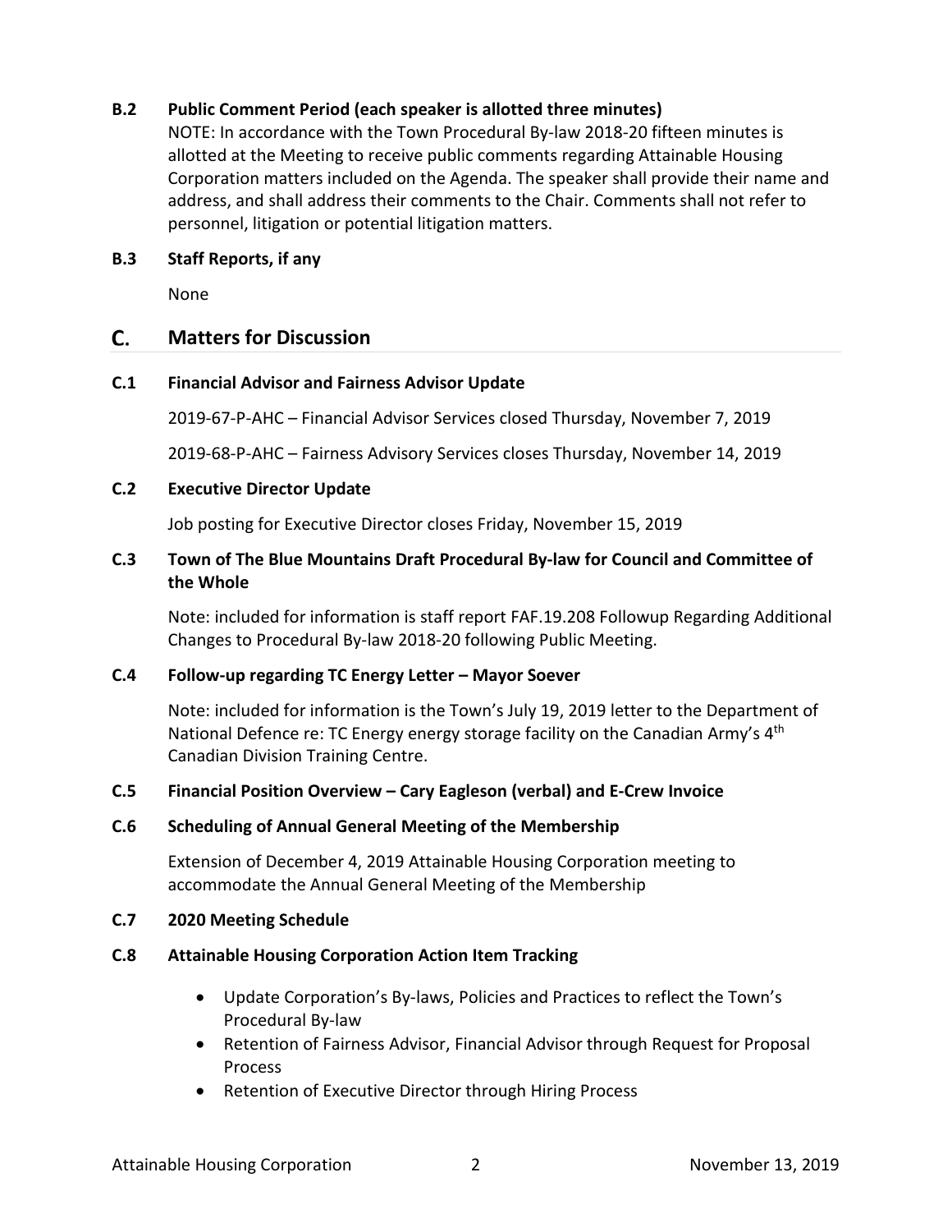**B.2 Public Comment Period (each speaker is allotted three minutes)**

NOTE: In accordance with the Town Procedural By-law 2018-20 fifteen minutes is allotted at the Meeting to receive public comments regarding Attainable Housing Corporation matters included on the Agenda. The speaker shall provide their name and address, and shall address their comments to the Chair. Comments shall not refer to personnel, litigation or potential litigation matters.

**B.3 Staff Reports, if any**

None

## C. Matters for Discussion

**C.1 Financial Advisor and Fairness Advisor Update**

2019-67-P-AHC – Financial Advisor Services closed Thursday, November 7, 2019

2019-68-P-AHC – Fairness Advisory Services closes Thursday, November 14, 2019

**C.2 Executive Director Update**

Job posting for Executive Director closes Friday, November 15, 2019

**C.3 Town of The Blue Mountains Draft Procedural By-law for Council and Committee of the Whole**

Note: included for information is staff report FAF.19.208 Followup Regarding Additional Changes to Procedural By-law 2018-20 following Public Meeting.

**C.4 Follow-up regarding TC Energy Letter – Mayor Soever**

Note: included for information is the Town's July 19, 2019 letter to the Department of National Defence re: TC Energy energy storage facility on the Canadian Army's 4th Canadian Division Training Centre.

**C.5 Financial Position Overview – Cary Eagleson (verbal) and E-Crew Invoice**

**C.6 Scheduling of Annual General Meeting of the Membership**

Extension of December 4, 2019 Attainable Housing Corporation meeting to accommodate the Annual General Meeting of the Membership

**C.7 2020 Meeting Schedule**

**C.8 Attainable Housing Corporation Action Item Tracking**

- Update Corporation's By-laws, Policies and Practices to reflect the Town's Procedural By-law
- Retention of Fairness Advisor, Financial Advisor through Request for Proposal Process
- Retention of Executive Director through Hiring Process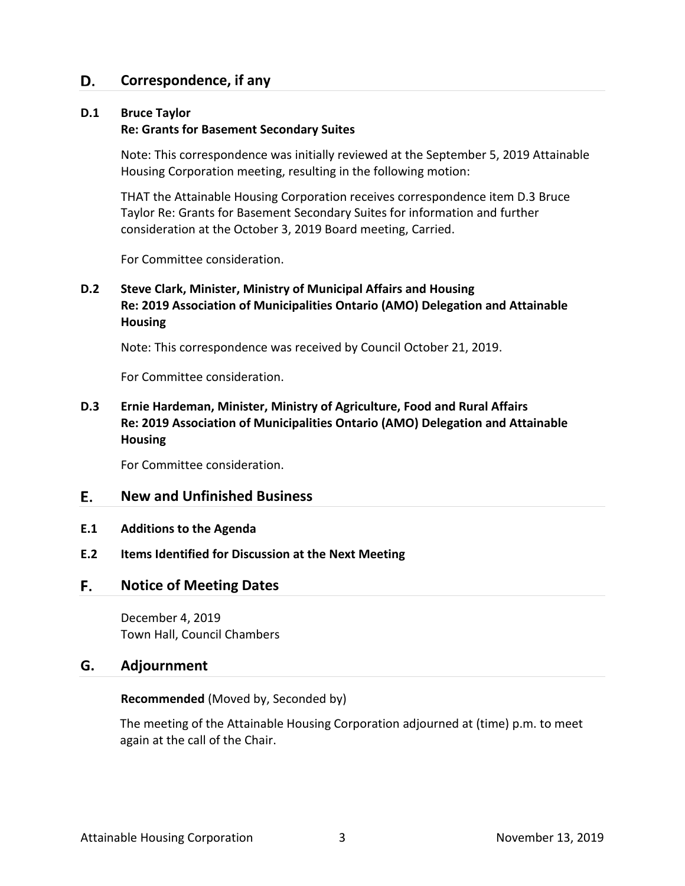## D. Correspondence, if any

### D.1 Bruce Taylor
**Re: Grants for Basement Secondary Suites**

Note: This correspondence was initially reviewed at the September 5, 2019 Attainable Housing Corporation meeting, resulting in the following motion:

THAT the Attainable Housing Corporation receives correspondence item D.3 Bruce Taylor Re: Grants for Basement Secondary Suites for information and further consideration at the October 3, 2019 Board meeting, Carried.

For Committee consideration.

### D.2 Steve Clark, Minister, Ministry of Municipal Affairs and Housing
**Re: 2019 Association of Municipalities Ontario (AMO) Delegation and Attainable Housing**

Note: This correspondence was received by Council October 21, 2019.

For Committee consideration.

### D.3 Ernie Hardeman, Minister, Ministry of Agriculture, Food and Rural Affairs
**Re: 2019 Association of Municipalities Ontario (AMO) Delegation and Attainable Housing**

For Committee consideration.

## E. New and Unfinished Business

### E.1 Additions to the Agenda

### E.2 Items Identified for Discussion at the Next Meeting

## F. Notice of Meeting Dates

December 4, 2019
Town Hall, Council Chambers

## G. Adjournment

**Recommended** (Moved by, Seconded by)

The meeting of the Attainable Housing Corporation adjourned at (time) p.m. to meet again at the call of the Chair.